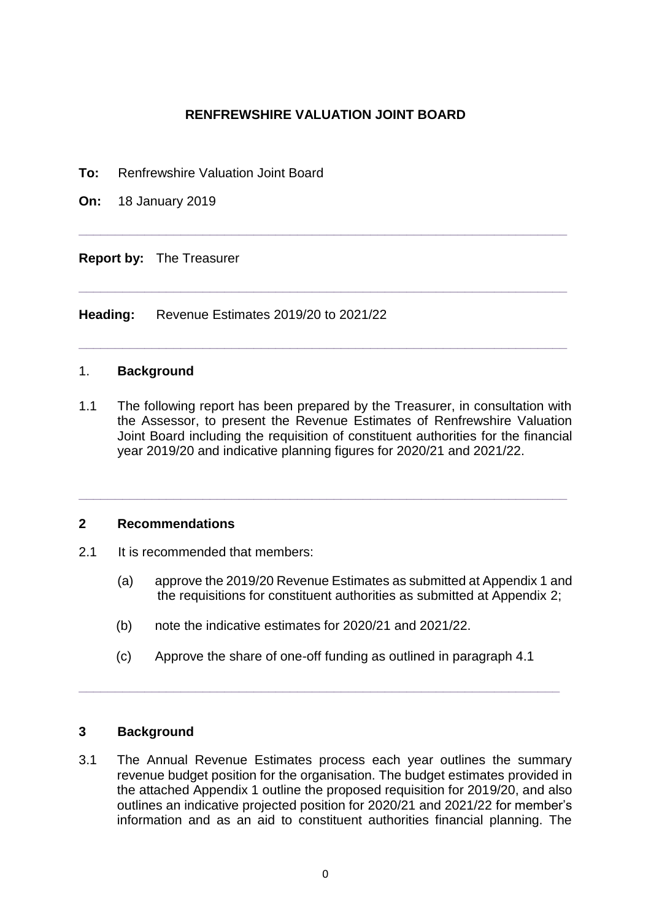**RENFREWSHIRE VALUATION JOINT BOARD**

**To:** Renfrewshire Valuation Joint Board

**On:** 18 January 2019

---

**Report by:** The Treasurer

---

**Heading:** Revenue Estimates 2019/20 to 2021/22

---

## 1. Background

1.1 The following report has been prepared by the Treasurer, in consultation with the Assessor, to present the Revenue Estimates of Renfrewshire Valuation Joint Board including the requisition of constituent authorities for the financial year 2019/20 and indicative planning figures for 2020/21 and 2021/22.

---

## 2 Recommendations

2.1 It is recommended that members:

(a) approve the 2019/20 Revenue Estimates as submitted at Appendix 1 and the requisitions for constituent authorities as submitted at Appendix 2;

(b) note the indicative estimates for 2020/21 and 2021/22.

(c) Approve the share of one-off funding as outlined in paragraph 4.1

---

## 3 Background

3.1 The Annual Revenue Estimates process each year outlines the summary revenue budget position for the organisation. The budget estimates provided in the attached Appendix 1 outline the proposed requisition for 2019/20, and also outlines an indicative projected position for 2020/21 and 2021/22 for member's information and as an aid to constituent authorities financial planning. The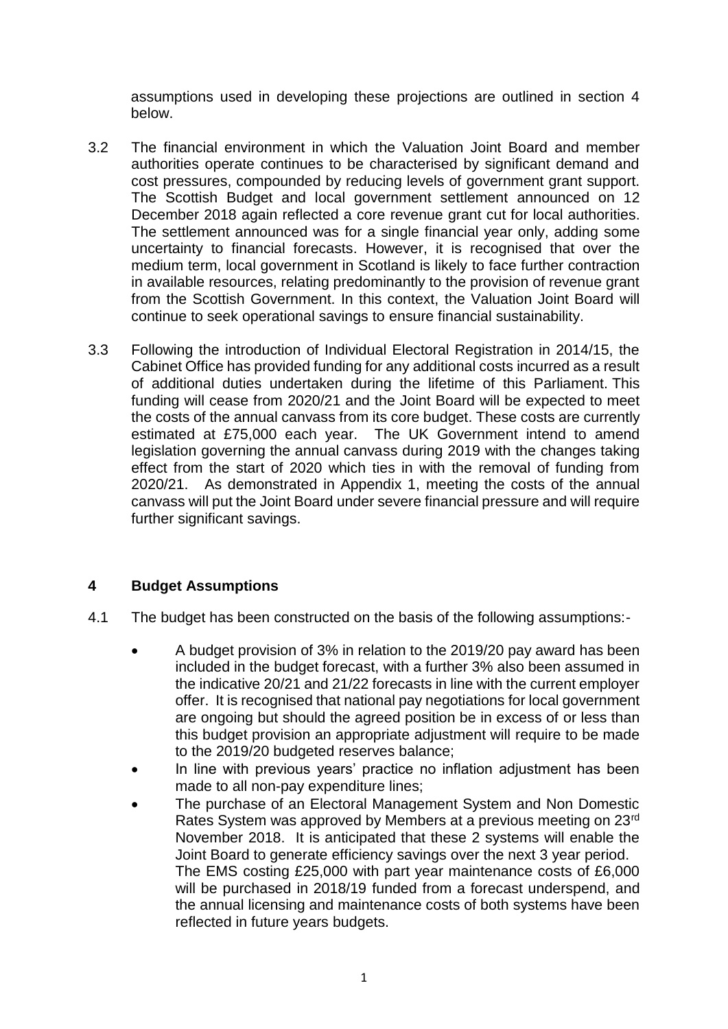assumptions used in developing these projections are outlined in section 4 below.

3.2 The financial environment in which the Valuation Joint Board and member authorities operate continues to be characterised by significant demand and cost pressures, compounded by reducing levels of government grant support. The Scottish Budget and local government settlement announced on 12 December 2018 again reflected a core revenue grant cut for local authorities. The settlement announced was for a single financial year only, adding some uncertainty to financial forecasts. However, it is recognised that over the medium term, local government in Scotland is likely to face further contraction in available resources, relating predominantly to the provision of revenue grant from the Scottish Government. In this context, the Valuation Joint Board will continue to seek operational savings to ensure financial sustainability.

3.3 Following the introduction of Individual Electoral Registration in 2014/15, the Cabinet Office has provided funding for any additional costs incurred as a result of additional duties undertaken during the lifetime of this Parliament. This funding will cease from 2020/21 and the Joint Board will be expected to meet the costs of the annual canvass from its core budget. These costs are currently estimated at £75,000 each year. The UK Government intend to amend legislation governing the annual canvass during 2019 with the changes taking effect from the start of 2020 which ties in with the removal of funding from 2020/21. As demonstrated in Appendix 1, meeting the costs of the annual canvass will put the Joint Board under severe financial pressure and will require further significant savings.

## 4 Budget Assumptions

4.1 The budget has been constructed on the basis of the following assumptions:-

- A budget provision of 3% in relation to the 2019/20 pay award has been included in the budget forecast, with a further 3% also been assumed in the indicative 20/21 and 21/22 forecasts in line with the current employer offer. It is recognised that national pay negotiations for local government are ongoing but should the agreed position be in excess of or less than this budget provision an appropriate adjustment will require to be made to the 2019/20 budgeted reserves balance;
- In line with previous years' practice no inflation adjustment has been made to all non-pay expenditure lines;
- The purchase of an Electoral Management System and Non Domestic Rates System was approved by Members at a previous meeting on 23rd November 2018. It is anticipated that these 2 systems will enable the Joint Board to generate efficiency savings over the next 3 year period. The EMS costing £25,000 with part year maintenance costs of £6,000 will be purchased in 2018/19 funded from a forecast underspend, and the annual licensing and maintenance costs of both systems have been reflected in future years budgets.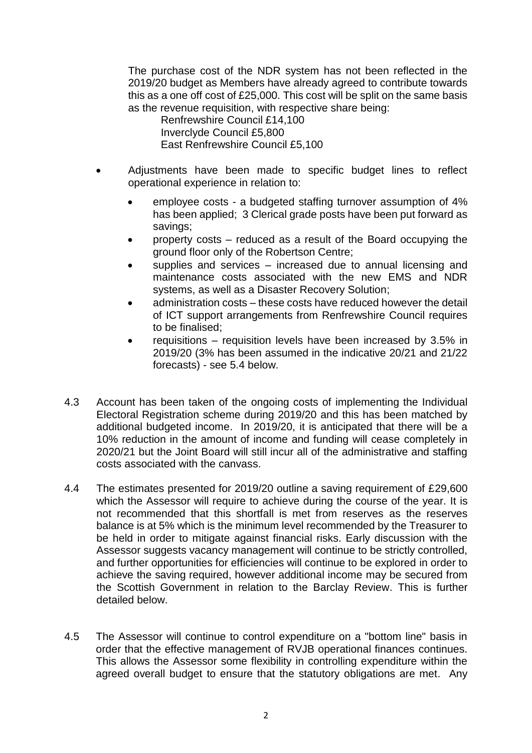The purchase cost of the NDR system has not been reflected in the 2019/20 budget as Members have already agreed to contribute towards this as a one off cost of £25,000. This cost will be split on the same basis as the revenue requisition, with respective share being:

Renfrewshire Council £14,100
Inverclyde Council £5,800
East Renfrewshire Council £5,100

- Adjustments have been made to specific budget lines to reflect operational experience in relation to:
  - employee costs - a budgeted staffing turnover assumption of 4% has been applied; 3 Clerical grade posts have been put forward as savings;
  - property costs – reduced as a result of the Board occupying the ground floor only of the Robertson Centre;
  - supplies and services – increased due to annual licensing and maintenance costs associated with the new EMS and NDR systems, as well as a Disaster Recovery Solution;
  - administration costs – these costs have reduced however the detail of ICT support arrangements from Renfrewshire Council requires to be finalised;
  - requisitions – requisition levels have been increased by 3.5% in 2019/20 (3% has been assumed in the indicative 20/21 and 21/22 forecasts) - see 5.4 below.

4.3 Account has been taken of the ongoing costs of implementing the Individual Electoral Registration scheme during 2019/20 and this has been matched by additional budgeted income. In 2019/20, it is anticipated that there will be a 10% reduction in the amount of income and funding will cease completely in 2020/21 but the Joint Board will still incur all of the administrative and staffing costs associated with the canvass.

4.4 The estimates presented for 2019/20 outline a saving requirement of £29,600 which the Assessor will require to achieve during the course of the year. It is not recommended that this shortfall is met from reserves as the reserves balance is at 5% which is the minimum level recommended by the Treasurer to be held in order to mitigate against financial risks. Early discussion with the Assessor suggests vacancy management will continue to be strictly controlled, and further opportunities for efficiencies will continue to be explored in order to achieve the saving required, however additional income may be secured from the Scottish Government in relation to the Barclay Review. This is further detailed below.

4.5 The Assessor will continue to control expenditure on a "bottom line" basis in order that the effective management of RVJB operational finances continues. This allows the Assessor some flexibility in controlling expenditure within the agreed overall budget to ensure that the statutory obligations are met. Any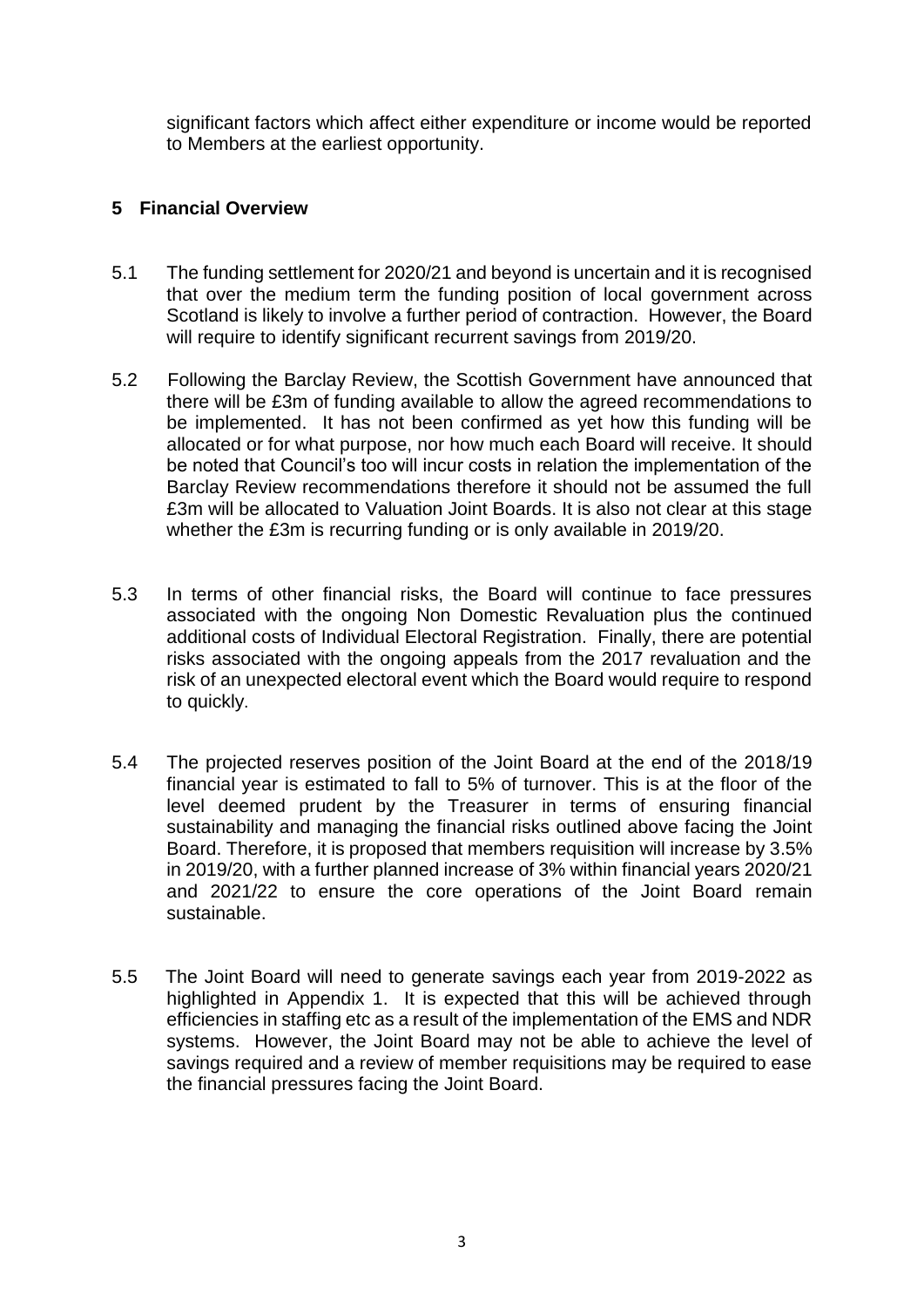significant factors which affect either expenditure or income would be reported to Members at the earliest opportunity.

## 5 Financial Overview

5.1 The funding settlement for 2020/21 and beyond is uncertain and it is recognised that over the medium term the funding position of local government across Scotland is likely to involve a further period of contraction. However, the Board will require to identify significant recurrent savings from 2019/20.

5.2 Following the Barclay Review, the Scottish Government have announced that there will be £3m of funding available to allow the agreed recommendations to be implemented. It has not been confirmed as yet how this funding will be allocated or for what purpose, nor how much each Board will receive. It should be noted that Council's too will incur costs in relation the implementation of the Barclay Review recommendations therefore it should not be assumed the full £3m will be allocated to Valuation Joint Boards. It is also not clear at this stage whether the £3m is recurring funding or is only available in 2019/20.

5.3 In terms of other financial risks, the Board will continue to face pressures associated with the ongoing Non Domestic Revaluation plus the continued additional costs of Individual Electoral Registration. Finally, there are potential risks associated with the ongoing appeals from the 2017 revaluation and the risk of an unexpected electoral event which the Board would require to respond to quickly.

5.4 The projected reserves position of the Joint Board at the end of the 2018/19 financial year is estimated to fall to 5% of turnover. This is at the floor of the level deemed prudent by the Treasurer in terms of ensuring financial sustainability and managing the financial risks outlined above facing the Joint Board. Therefore, it is proposed that members requisition will increase by 3.5% in 2019/20, with a further planned increase of 3% within financial years 2020/21 and 2021/22 to ensure the core operations of the Joint Board remain sustainable.

5.5 The Joint Board will need to generate savings each year from 2019-2022 as highlighted in Appendix 1. It is expected that this will be achieved through efficiencies in staffing etc as a result of the implementation of the EMS and NDR systems. However, the Joint Board may not be able to achieve the level of savings required and a review of member requisitions may be required to ease the financial pressures facing the Joint Board.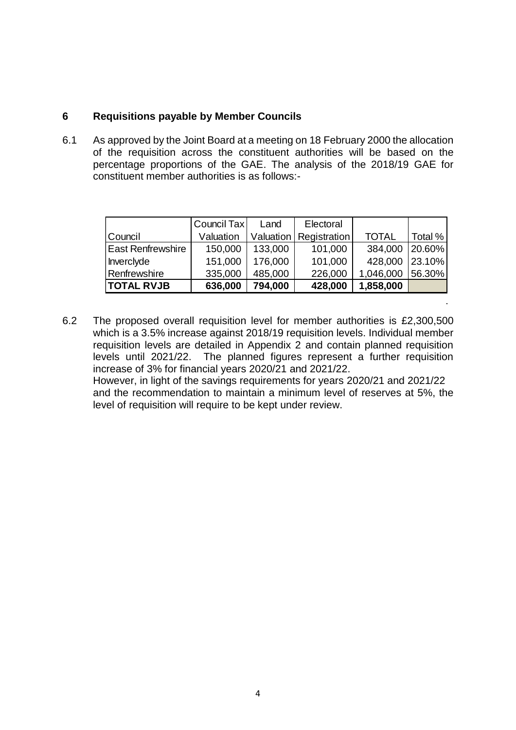## 6 Requisitions payable by Member Councils

6.1 As approved by the Joint Board at a meeting on 18 February 2000 the allocation of the requisition across the constituent authorities will be based on the percentage proportions of the GAE. The analysis of the 2018/19 GAE for constituent member authorities is as follows:-

| Council | Council Tax Valuation | Land Valuation | Electoral Registration | TOTAL | Total % |
|---|---|---|---|---|---|
| East Renfrewshire | 150,000 | 133,000 | 101,000 | 384,000 | 20.60% |
| Inverclyde | 151,000 | 176,000 | 101,000 | 428,000 | 23.10% |
| Renfrewshire | 335,000 | 485,000 | 226,000 | 1,046,000 | 56.30% |
| **TOTAL RVJB** | **636,000** | **794,000** | **428,000** | **1,858,000** | |

6.2 The proposed overall requisition level for member authorities is £2,300,500 which is a 3.5% increase against 2018/19 requisition levels. Individual member requisition levels are detailed in Appendix 2 and contain planned requisition levels until 2021/22. The planned figures represent a further requisition increase of 3% for financial years 2020/21 and 2021/22.
However, in light of the savings requirements for years 2020/21 and 2021/22 and the recommendation to maintain a minimum level of reserves at 5%, the level of requisition will require to be kept under review.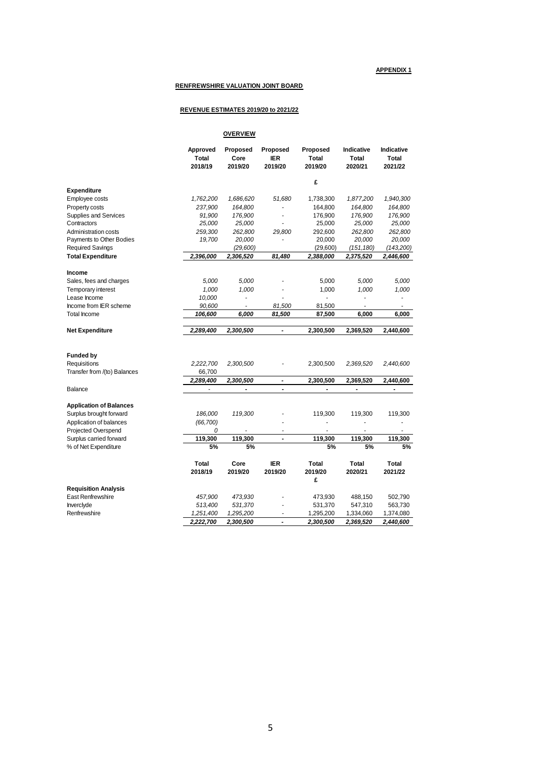**APPENDIX 1**

**RENFREWSHIRE VALUATION JOINT BOARD**

**REVENUE ESTIMATES 2019/20 to 2021/22**

**OVERVIEW**

| | Approved Total 2018/19 | Proposed Core 2019/20 | Proposed IER 2019/20 | Proposed Total 2019/20 | Indicative Total 2020/21 | Indicative Total 2021/22 |
|---|---|---|---|---|---|---|
| | | | | £ | | |
| **Expenditure** | | | | | | |
| Employee costs | *1,762,200* | *1,686,620* | *51,680* | 1,738,300 | *1,877,200* | *1,940,300* |
| Property costs | *237,900* | *164,800* | - | 164,800 | *164,800* | *164,800* |
| Supplies and Services | *91,900* | *176,900* | - | 176,900 | *176,900* | *176,900* |
| Contractors | *25,000* | *25,000* | - | 25,000 | *25,000* | *25,000* |
| Administration costs | *259,300* | *262,800* | *29,800* | 292,600 | *262,800* | *262,800* |
| Payments to Other Bodies | *19,700* | *20,000* | - | 20,000 | *20,000* | *20,000* |
| Required Savings | | *(29,600)* | | (29,600) | *(151,180)* | *(143,200)* |
| **Total Expenditure** | ***2,396,000*** | ***2,306,520*** | ***81,480*** | **2,388,000** | ***2,375,520*** | ***2,446,600*** |
| **Income** | | | | | | |
| Sales, fees and charges | *5,000* | *5,000* | - | 5,000 | *5,000* | *5,000* |
| Temporary interest | *1,000* | *1,000* | - | 1,000 | *1,000* | *1,000* |
| Lease Income | *10,000* | - | - | - | - | - |
| Income from IER scheme | *90,600* | - | *81,500* | 81,500 | - | - |
| Total Income | ***106,600*** | ***6,000*** | ***81,500*** | **87,500** | **6,000** | **6,000** |
| **Net Expenditure** | ***2,289,400*** | ***2,300,500*** | **-** | **2,300,500** | **2,369,520** | **2,440,600** |
| **Funded by** | | | | | | |
| Requisitions | *2,222,700* | *2,300,500* | - | 2,300,500 | *2,369,520* | *2,440,600* |
| Transfer from /(to) Balances | 66,700 | | | | | |
| | ***2,289,400*** | ***2,300,500*** | **-** | **2,300,500** | **2,369,520** | **2,440,600** |
| Balance | - | - | - | - | - | - |
| **Application of Balances** | | | | | | |
| Surplus brought forward | *186,000* | *119,300* | - | 119,300 | 119,300 | 119,300 |
| Application of balances | *(66,700)* | | - | - | - | - |
| Projected Overspend | *0* | - | - | - | - | - |
| Surplus carried forward | **119,300** | **119,300** | **-** | **119,300** | **119,300** | **119,300** |
| % of Net Expenditure | **5%** | **5%** | | **5%** | **5%** | **5%** |

| | Total 2018/19 | Core 2019/20 | IER 2019/20 | Total 2019/20 £ | Total 2020/21 | Total 2021/22 |
|---|---|---|---|---|---|---|
| **Requisition Analysis** | | | | | | |
| East Renfrewshire | *457,900* | *473,930* | - | 473,930 | 488,150 | 502,790 |
| Inverclyde | *513,400* | *531,370* | - | 531,370 | 547,310 | 563,730 |
| Renfrewshire | *1,251,400* | *1,295,200* | - | 1,295,200 | 1,334,060 | 1,374,080 |
| | ***2,222,700*** | ***2,300,500*** | **-** | ***2,300,500*** | ***2,369,520*** | ***2,440,600*** |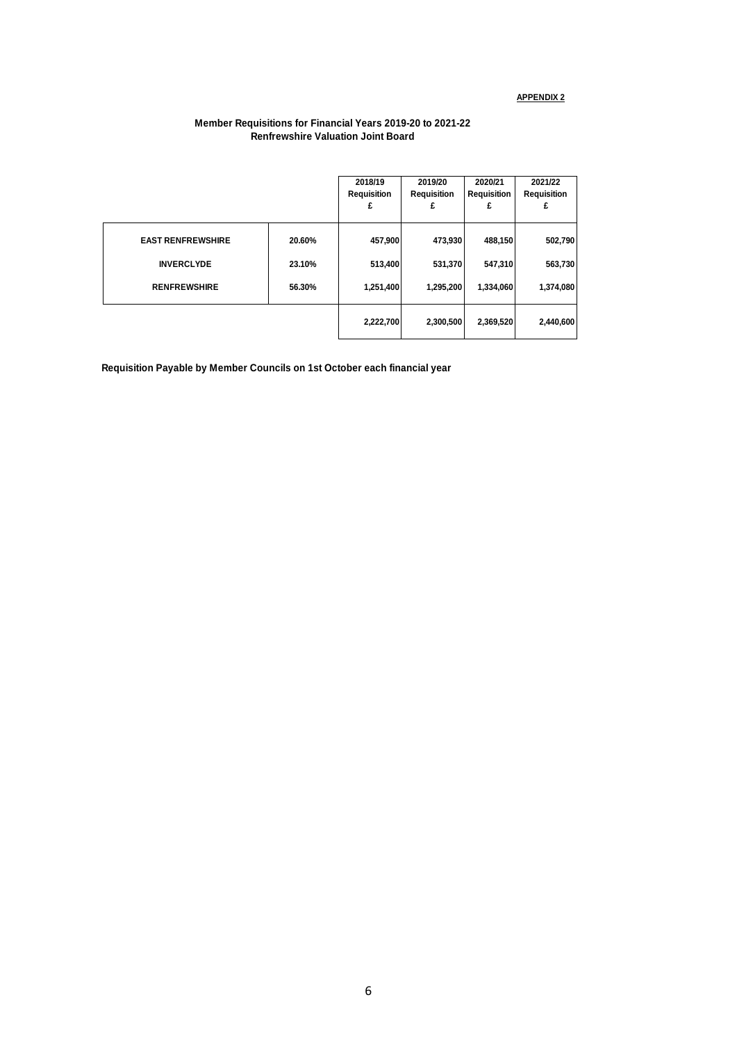**APPENDIX 2**

**Member Requisitions for Financial Years 2019-20 to 2021-22**
**Renfrewshire Valuation Joint Board**

| | | 2018/19 Requisition £ | 2019/20 Requisition £ | 2020/21 Requisition £ | 2021/22 Requisition £ |
|---|---|---|---|---|---|
| **EAST RENFREWSHIRE** | **20.60%** | **457,900** | **473,930** | **488,150** | **502,790** |
| **INVERCLYDE** | **23.10%** | **513,400** | **531,370** | **547,310** | **563,730** |
| **RENFREWSHIRE** | **56.30%** | **1,251,400** | **1,295,200** | **1,334,060** | **1,374,080** |
| | | **2,222,700** | **2,300,500** | **2,369,520** | **2,440,600** |

**Requisition Payable by Member Councils on 1st October each financial year**